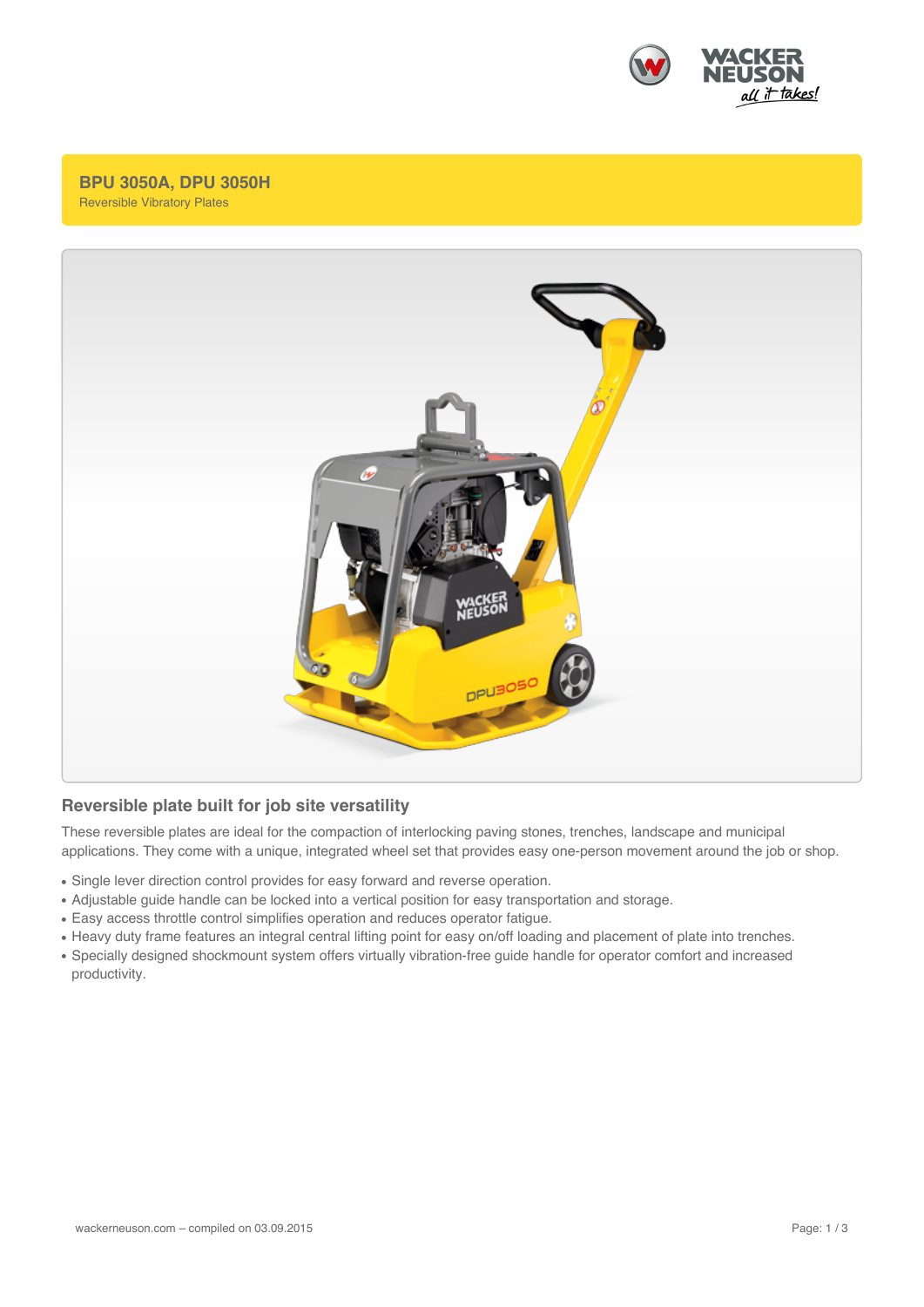# BPU 3050A, DPU 3050H

Reversible Vibratory Plates

## Reversible plate built for job site versatility

These reversible plates are ideal for the compaction of interlocking paving stones, trenches, landscape and municipal applications. They come with a unique, integrated wheel set that provides easy one-person movement around the job or shop.

- Single lever direction control provides for easy forward and reverse operation.
- Adjustable guide handle can be locked into a vertical position for easy transportation and storage.
- Easy access throttle control simplifies operation and reduces operator fatigue.
- Heavy duty frame features an integral central lifting point for easy on/off loading and placement of plate into trenches.
- Specially designed shockmount system offers virtually vibration-free guide handle for operator comfort and increased productivity.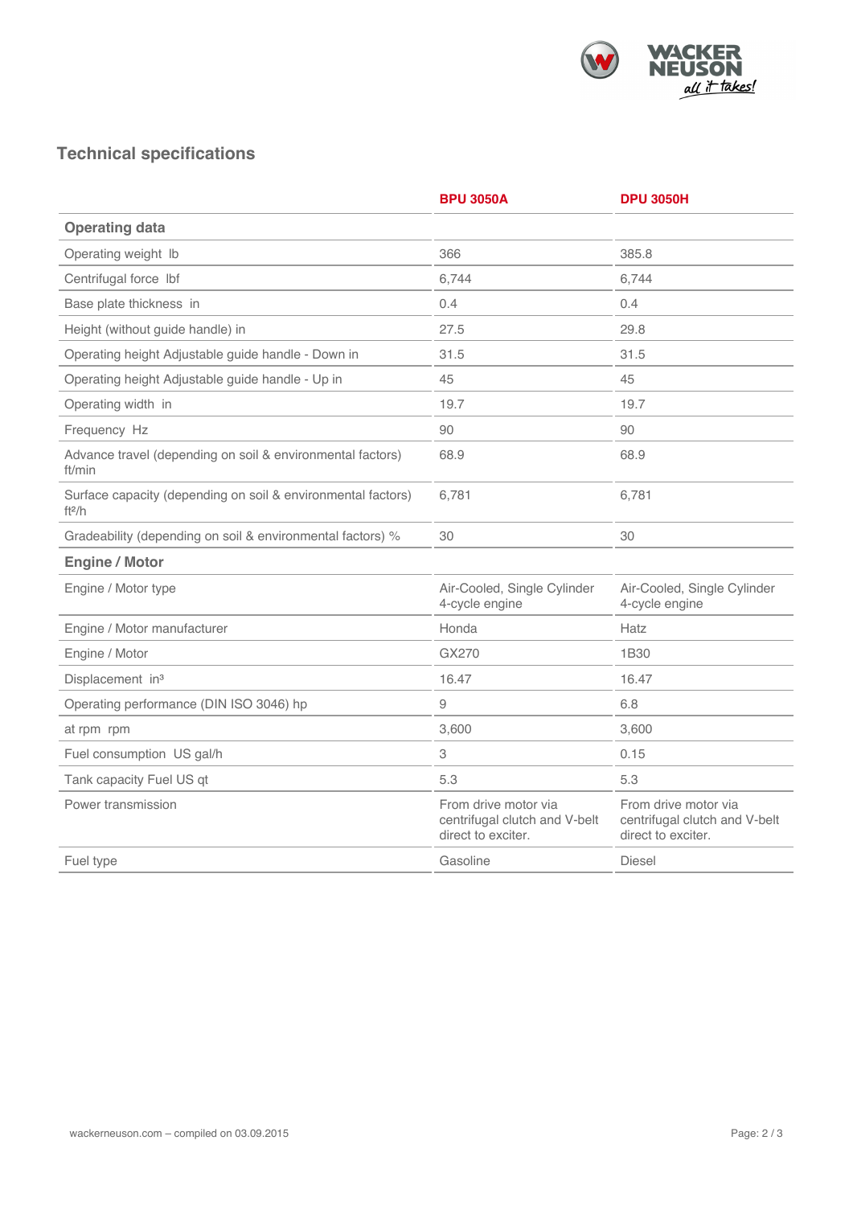## Technical specifications

| | BPU 3050A | DPU 3050H |
|---|---|---|
| **Operating data** | | |
| Operating weight lb | 366 | 385.8 |
| Centrifugal force lbf | 6,744 | 6,744 |
| Base plate thickness in | 0.4 | 0.4 |
| Height (without guide handle) in | 27.5 | 29.8 |
| Operating height Adjustable guide handle - Down in | 31.5 | 31.5 |
| Operating height Adjustable guide handle - Up in | 45 | 45 |
| Operating width in | 19.7 | 19.7 |
| Frequency Hz | 90 | 90 |
| Advance travel (depending on soil & environmental factors) ft/min | 68.9 | 68.9 |
| Surface capacity (depending on soil & environmental factors) $ft^2/h$ | 6,781 | 6,781 |
| Gradeability (depending on soil & environmental factors) % | 30 | 30 |
| **Engine / Motor** | | |
| Engine / Motor type | Air-Cooled, Single Cylinder 4-cycle engine | Air-Cooled, Single Cylinder 4-cycle engine |
| Engine / Motor manufacturer | Honda | Hatz |
| Engine / Motor | GX270 | 1B30 |
| Displacement $in^3$ | 16.47 | 16.47 |
| Operating performance (DIN ISO 3046) hp | 9 | 6.8 |
| at rpm rpm | 3,600 | 3,600 |
| Fuel consumption US gal/h | 3 | 0.15 |
| Tank capacity Fuel US qt | 5.3 | 5.3 |
| Power transmission | From drive motor via centrifugal clutch and V-belt direct to exciter. | From drive motor via centrifugal clutch and V-belt direct to exciter. |
| Fuel type | Gasoline | Diesel |

wackerneuson.com – compiled on 03.09.2015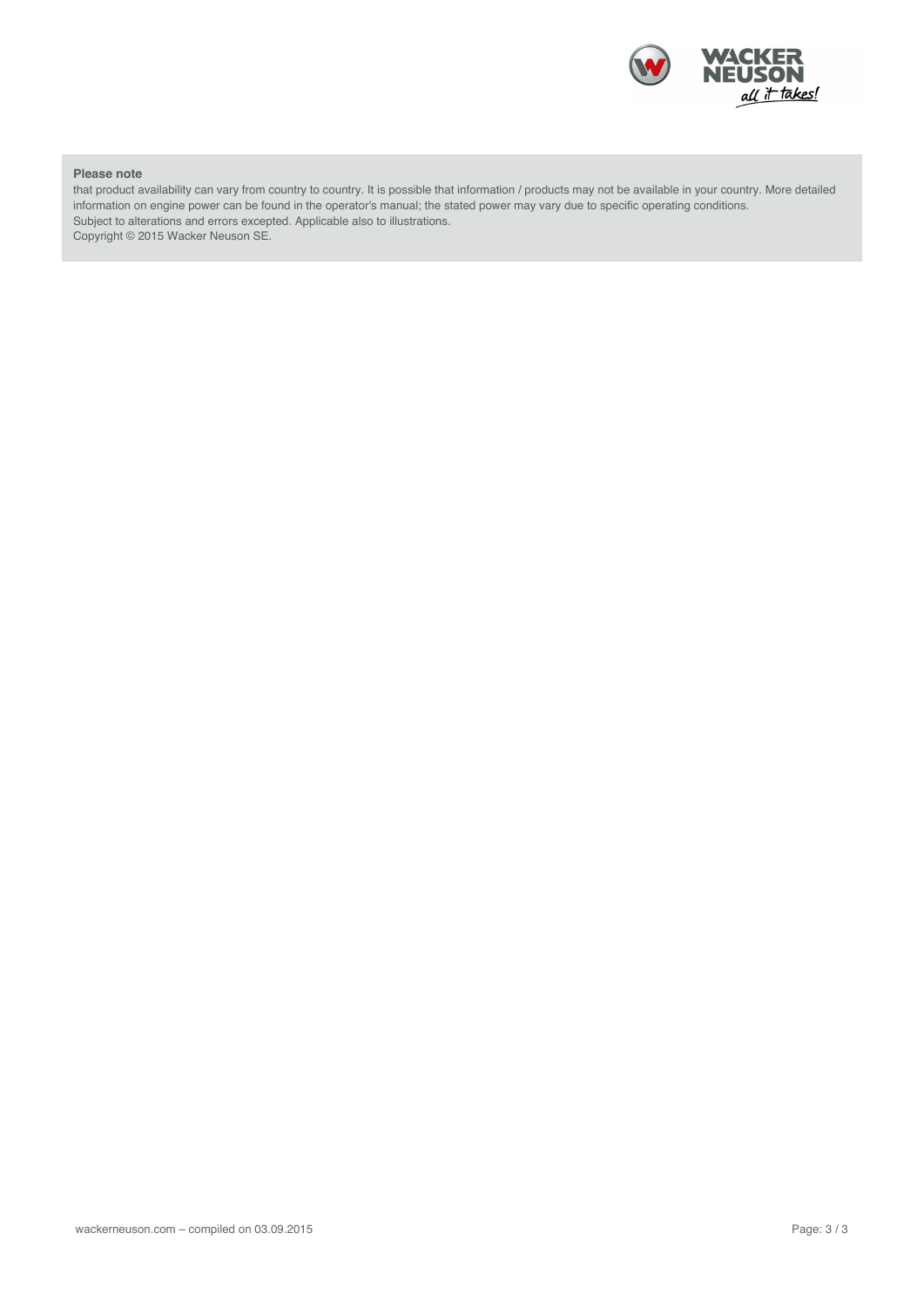**Please note**

that product availability can vary from country to country. It is possible that information / products may not be available in your country. More detailed information on engine power can be found in the operator's manual; the stated power may vary due to specific operating conditions.
Subject to alterations and errors excepted. Applicable also to illustrations.
Copyright © 2015 Wacker Neuson SE.